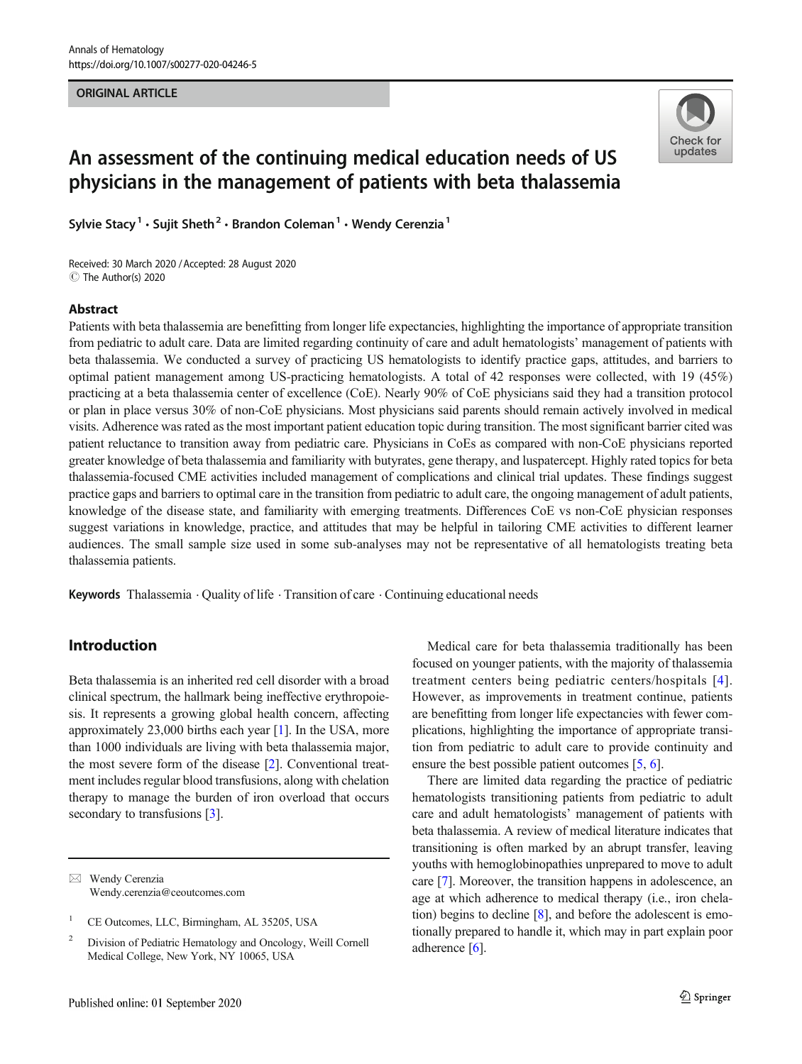ORIGINAL ARTICLE

# An assessment of the continuing medical education needs of US physicians in the management of patients with beta thalassemia

Sylvie Stacy[1] · Sujit Sheth[2] · Brandon Coleman[1] · Wendy Cerenzia[1]

Received: 30 March 2020 / Accepted: 28 August 2020
© The Author(s) 2020

## Abstract

Patients with beta thalassemia are benefitting from longer life expectancies, highlighting the importance of appropriate transition from pediatric to adult care. Data are limited regarding continuity of care and adult hematologists' management of patients with beta thalassemia. We conducted a survey of practicing US hematologists to identify practice gaps, attitudes, and barriers to optimal patient management among US-practicing hematologists. A total of 42 responses were collected, with 19 (45%) practicing at a beta thalassemia center of excellence (CoE). Nearly 90% of CoE physicians said they had a transition protocol or plan in place versus 30% of non-CoE physicians. Most physicians said parents should remain actively involved in medical visits. Adherence was rated as the most important patient education topic during transition. The most significant barrier cited was patient reluctance to transition away from pediatric care. Physicians in CoEs as compared with non-CoE physicians reported greater knowledge of beta thalassemia and familiarity with butyrates, gene therapy, and luspatercept. Highly rated topics for beta thalassemia-focused CME activities included management of complications and clinical trial updates. These findings suggest practice gaps and barriers to optimal care in the transition from pediatric to adult care, the ongoing management of adult patients, knowledge of the disease state, and familiarity with emerging treatments. Differences CoE vs non-CoE physician responses suggest variations in knowledge, practice, and attitudes that may be helpful in tailoring CME activities to different learner audiences. The small sample size used in some sub-analyses may not be representative of all hematologists treating beta thalassemia patients.

**Keywords** Thalassemia · Quality of life · Transition of care · Continuing educational needs

## Introduction

Beta thalassemia is an inherited red cell disorder with a broad clinical spectrum, the hallmark being ineffective erythropoiesis. It represents a growing global health concern, affecting approximately 23,000 births each year [1]. In the USA, more than 1000 individuals are living with beta thalassemia major, the most severe form of the disease [2]. Conventional treatment includes regular blood transfusions, along with chelation therapy to manage the burden of iron overload that occurs secondary to transfusions [3].

Medical care for beta thalassemia traditionally has been focused on younger patients, with the majority of thalassemia treatment centers being pediatric centers/hospitals [4]. However, as improvements in treatment continue, patients are benefitting from longer life expectancies with fewer complications, highlighting the importance of appropriate transition from pediatric to adult care to provide continuity and ensure the best possible patient outcomes [5, 6].

There are limited data regarding the practice of pediatric hematologists transitioning patients from pediatric to adult care and adult hematologists' management of patients with beta thalassemia. A review of medical literature indicates that transitioning is often marked by an abrupt transfer, leaving youths with hemoglobinopathies unprepared to move to adult care [7]. Moreover, the transition happens in adolescence, an age at which adherence to medical therapy (i.e., iron chelation) begins to decline [8], and before the adolescent is emotionally prepared to handle it, which may in part explain poor adherence [6].

---

✉ Wendy Cerenzia
Wendy.cerenzia@ceoutcomes.com

[1] CE Outcomes, LLC, Birmingham, AL 35205, USA

[2] Division of Pediatric Hematology and Oncology, Weill Cornell Medical College, New York, NY 10065, USA

Published online: 01 September 2020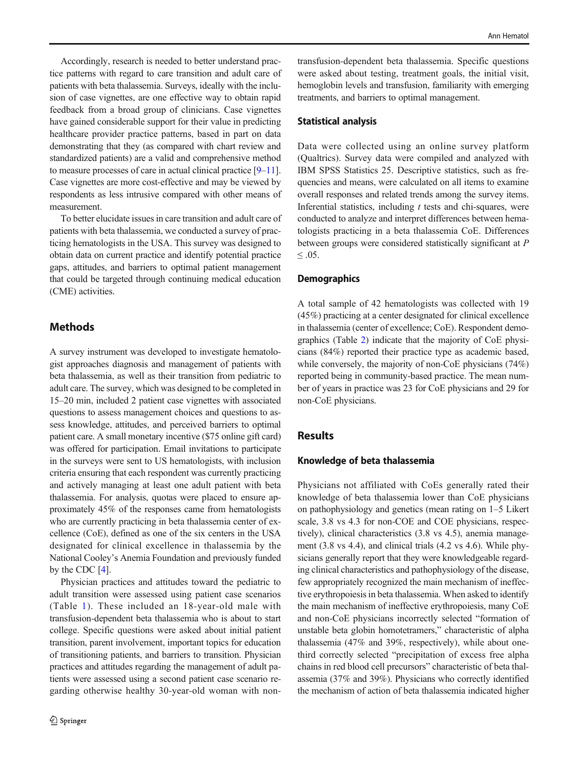Accordingly, research is needed to better understand practice patterns with regard to care transition and adult care of patients with beta thalassemia. Surveys, ideally with the inclusion of case vignettes, are one effective way to obtain rapid feedback from a broad group of clinicians. Case vignettes have gained considerable support for their value in predicting healthcare provider practice patterns, based in part on data demonstrating that they (as compared with chart review and standardized patients) are a valid and comprehensive method to measure processes of care in actual clinical practice [9–11]. Case vignettes are more cost-effective and may be viewed by respondents as less intrusive compared with other means of measurement.

To better elucidate issues in care transition and adult care of patients with beta thalassemia, we conducted a survey of practicing hematologists in the USA. This survey was designed to obtain data on current practice and identify potential practice gaps, attitudes, and barriers to optimal patient management that could be targeted through continuing medical education (CME) activities.

## Methods

A survey instrument was developed to investigate hematologist approaches diagnosis and management of patients with beta thalassemia, as well as their transition from pediatric to adult care. The survey, which was designed to be completed in 15–20 min, included 2 patient case vignettes with associated questions to assess management choices and questions to assess knowledge, attitudes, and perceived barriers to optimal patient care. A small monetary incentive ($75 online gift card) was offered for participation. Email invitations to participate in the surveys were sent to US hematologists, with inclusion criteria ensuring that each respondent was currently practicing and actively managing at least one adult patient with beta thalassemia. For analysis, quotas were placed to ensure approximately 45% of the responses came from hematologists who are currently practicing in beta thalassemia center of excellence (CoE), defined as one of the six centers in the USA designated for clinical excellence in thalassemia by the National Cooley's Anemia Foundation and previously funded by the CDC [4].

Physician practices and attitudes toward the pediatric to adult transition were assessed using patient case scenarios (Table 1). These included an 18-year-old male with transfusion-dependent beta thalassemia who is about to start college. Specific questions were asked about initial patient transition, parent involvement, important topics for education of transitioning patients, and barriers to transition. Physician practices and attitudes regarding the management of adult patients were assessed using a second patient case scenario regarding otherwise healthy 30-year-old woman with non-transfusion-dependent beta thalassemia. Specific questions were asked about testing, treatment goals, the initial visit, hemoglobin levels and transfusion, familiarity with emerging treatments, and barriers to optimal management.

### Statistical analysis

Data were collected using an online survey platform (Qualtrics). Survey data were compiled and analyzed with IBM SPSS Statistics 25. Descriptive statistics, such as frequencies and means, were calculated on all items to examine overall responses and related trends among the survey items. Inferential statistics, including *t* tests and chi-squares, were conducted to analyze and interpret differences between hematologists practicing in a beta thalassemia CoE. Differences between groups were considered statistically significant at $P \leq .05$.

### Demographics

A total sample of 42 hematologists was collected with 19 (45%) practicing at a center designated for clinical excellence in thalassemia (center of excellence; CoE). Respondent demographics (Table 2) indicate that the majority of CoE physicians (84%) reported their practice type as academic based, while conversely, the majority of non-CoE physicians (74%) reported being in community-based practice. The mean number of years in practice was 23 for CoE physicians and 29 for non-CoE physicians.

## Results

### Knowledge of beta thalassemia

Physicians not affiliated with CoEs generally rated their knowledge of beta thalassemia lower than CoE physicians on pathophysiology and genetics (mean rating on 1–5 Likert scale, 3.8 vs 4.3 for non-COE and COE physicians, respectively), clinical characteristics (3.8 vs 4.5), anemia management (3.8 vs 4.4), and clinical trials (4.2 vs 4.6). While physicians generally report that they were knowledgeable regarding clinical characteristics and pathophysiology of the disease, few appropriately recognized the main mechanism of ineffective erythropoiesis in beta thalassemia. When asked to identify the main mechanism of ineffective erythropoiesis, many CoE and non-CoE physicians incorrectly selected "formation of unstable beta globin homotetramers," characteristic of alpha thalassemia (47% and 39%, respectively), while about one-third correctly selected "precipitation of excess free alpha chains in red blood cell precursors" characteristic of beta thalassemia (37% and 39%). Physicians who correctly identified the mechanism of action of beta thalassemia indicated higher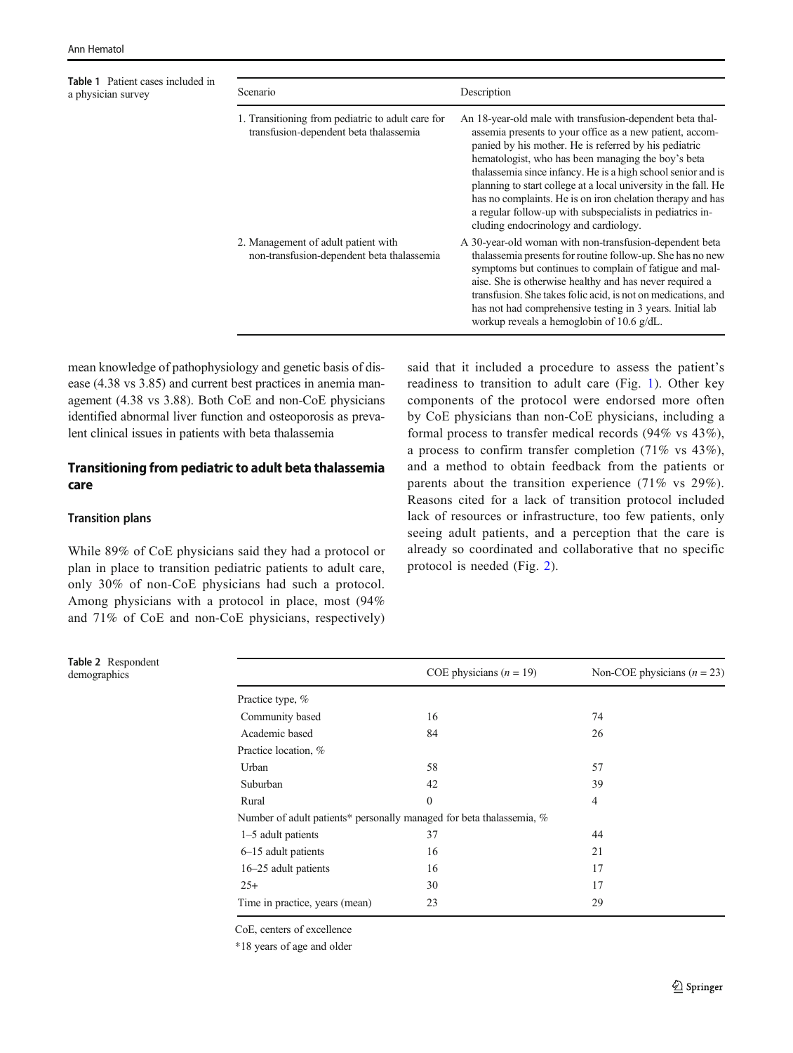**Table 1** Patient cases included in a physician survey

| Scenario | Description |
|---|---|
| 1. Transitioning from pediatric to adult care for transfusion-dependent beta thalassemia | An 18-year-old male with transfusion-dependent beta thalassemia presents to your office as a new patient, accompanied by his mother. He is referred by his pediatric hematologist, who has been managing the boy's beta thalassemia since infancy. He is a high school senior and is planning to start college at a local university in the fall. He has no complaints. He is on iron chelation therapy and has a regular follow-up with subspecialists in pediatrics including endocrinology and cardiology. |
| 2. Management of adult patient with non-transfusion-dependent beta thalassemia | A 30-year-old woman with non-transfusion-dependent beta thalassemia presents for routine follow-up. She has no new symptoms but continues to complain of fatigue and malaise. She is otherwise healthy and has never required a transfusion. She takes folic acid, is not on medications, and has not had comprehensive testing in 3 years. Initial lab workup reveals a hemoglobin of 10.6 g/dL. |

mean knowledge of pathophysiology and genetic basis of disease (4.38 vs 3.85) and current best practices in anemia management (4.38 vs 3.88). Both CoE and non-CoE physicians identified abnormal liver function and osteoporosis as prevalent clinical issues in patients with beta thalassemia

## Transitioning from pediatric to adult beta thalassemia care

### Transition plans

While 89% of CoE physicians said they had a protocol or plan in place to transition pediatric patients to adult care, only 30% of non-CoE physicians had such a protocol. Among physicians with a protocol in place, most (94% and 71% of CoE and non-CoE physicians, respectively) said that it included a procedure to assess the patient's readiness to transition to adult care (Fig. 1). Other key components of the protocol were endorsed more often by CoE physicians than non-CoE physicians, including a formal process to transfer medical records (94% vs 43%), a process to confirm transfer completion (71% vs 43%), and a method to obtain feedback from the patients or parents about the transition experience (71% vs 29%). Reasons cited for a lack of transition protocol included lack of resources or infrastructure, too few patients, only seeing adult patients, and a perception that the care is already so coordinated and collaborative that no specific protocol is needed (Fig. 2).

**Table 2** Respondent demographics

| | COE physicians ($n = 19$) | Non-COE physicians ($n = 23$) |
|---|---|---|
| Practice type, % | | |
| Community based | 16 | 74 |
| Academic based | 84 | 26 |
| Practice location, % | | |
| Urban | 58 | 57 |
| Suburban | 42 | 39 |
| Rural | 0 | 4 |
| Number of adult patients* personally managed for beta thalassemia, % | | |
| 1–5 adult patients | 37 | 44 |
| 6–15 adult patients | 16 | 21 |
| 16–25 adult patients | 16 | 17 |
| 25+ | 30 | 17 |
| Time in practice, years (mean) | 23 | 29 |

CoE, centers of excellence

*18 years of age and older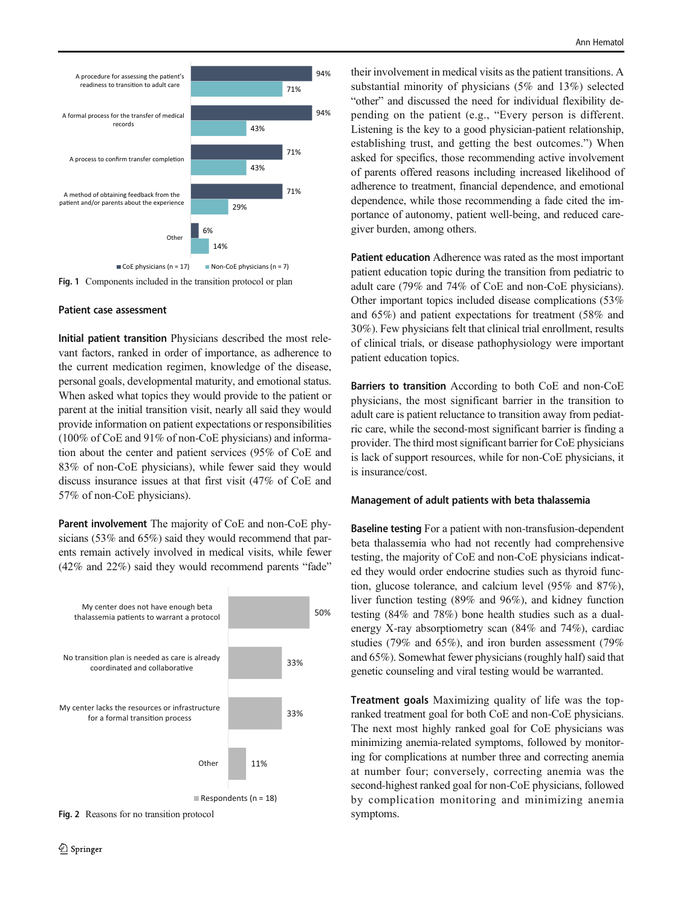| Component | CoE physicians (n = 17) | Non-CoE physicians (n = 7) |
|---|---|---|
| A procedure for assessing the patient's readiness to transition to adult care | 94% | 71% |
| A formal process for the transfer of medical records | 94% | 43% |
| A process to confirm transfer completion | 71% | 43% |
| A method of obtaining feedback from the patient and/or parents about the experience | 71% | 29% |
| Other | 6% | 14% |

**Fig. 1** Components included in the transition protocol or plan

### Patient case assessment

**Initial patient transition** Physicians described the most relevant factors, ranked in order of importance, as adherence to the current medication regimen, knowledge of the disease, personal goals, developmental maturity, and emotional status. When asked what topics they would provide to the patient or parent at the initial transition visit, nearly all said they would provide information on patient expectations or responsibilities (100% of CoE and 91% of non-CoE physicians) and information about the center and patient services (95% of CoE and 83% of non-CoE physicians), while fewer said they would discuss insurance issues at that first visit (47% of CoE and 57% of non-CoE physicians).

**Parent involvement** The majority of CoE and non-CoE physicians (53% and 65%) said they would recommend that parents remain actively involved in medical visits, while fewer (42% and 22%) said they would recommend parents "fade" their involvement in medical visits as the patient transitions. A substantial minority of physicians (5% and 13%) selected "other" and discussed the need for individual flexibility depending on the patient (e.g., "Every person is different. Listening is the key to a good physician-patient relationship, establishing trust, and getting the best outcomes.") When asked for specifics, those recommending active involvement of parents offered reasons including increased likelihood of adherence to treatment, financial dependence, and emotional dependence, while those recommending a fade cited the importance of autonomy, patient well-being, and reduced caregiver burden, among others.

| Reason | Respondents (n = 18) |
|---|---|
| My center does not have enough beta thalassemia patients to warrant a protocol | 50% |
| No transition plan is needed as care is already coordinated and collaborative | 33% |
| My center lacks the resources or infrastructure for a formal transition process | 33% |
| Other | 11% |

**Fig. 2** Reasons for no transition protocol

**Patient education** Adherence was rated as the most important patient education topic during the transition from pediatric to adult care (79% and 74% of CoE and non-CoE physicians). Other important topics included disease complications (53% and 65%) and patient expectations for treatment (58% and 30%). Few physicians felt that clinical trial enrollment, results of clinical trials, or disease pathophysiology were important patient education topics.

**Barriers to transition** According to both CoE and non-CoE physicians, the most significant barrier in the transition to adult care is patient reluctance to transition away from pediatric care, while the second-most significant barrier is finding a provider. The third most significant barrier for CoE physicians is lack of support resources, while for non-CoE physicians, it is insurance/cost.

### Management of adult patients with beta thalassemia

**Baseline testing** For a patient with non-transfusion-dependent beta thalassemia who had not recently had comprehensive testing, the majority of CoE and non-CoE physicians indicated they would order endocrine studies such as thyroid function, glucose tolerance, and calcium level (95% and 87%), liver function testing (89% and 96%), and kidney function testing (84% and 78%) bone health studies such as a dual-energy X-ray absorptiometry scan (84% and 74%), cardiac studies (79% and 65%), and iron burden assessment (79% and 65%). Somewhat fewer physicians (roughly half) said that genetic counseling and viral testing would be warranted.

**Treatment goals** Maximizing quality of life was the top-ranked treatment goal for both CoE and non-CoE physicians. The next most highly ranked goal for CoE physicians was minimizing anemia-related symptoms, followed by monitoring for complications at number three and correcting anemia at number four; conversely, correcting anemia was the second-highest ranked goal for non-CoE physicians, followed by complication monitoring and minimizing anemia symptoms.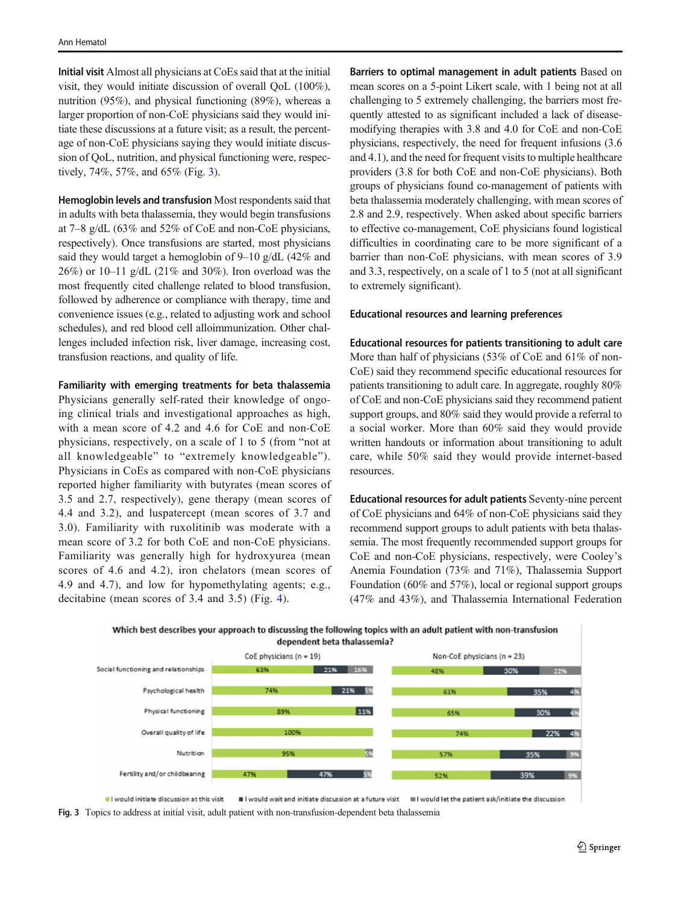**Initial visit** Almost all physicians at CoEs said that at the initial visit, they would initiate discussion of overall QoL (100%), nutrition (95%), and physical functioning (89%), whereas a larger proportion of non-CoE physicians said they would initiate these discussions at a future visit; as a result, the percentage of non-CoE physicians saying they would initiate discussion of QoL, nutrition, and physical functioning were, respectively, 74%, 57%, and 65% (Fig. 3).

**Hemoglobin levels and transfusion** Most respondents said that in adults with beta thalassemia, they would begin transfusions at 7–8 g/dL (63% and 52% of CoE and non-CoE physicians, respectively). Once transfusions are started, most physicians said they would target a hemoglobin of 9–10 g/dL (42% and 26%) or 10–11 g/dL (21% and 30%). Iron overload was the most frequently cited challenge related to blood transfusion, followed by adherence or compliance with therapy, time and convenience issues (e.g., related to adjusting work and school schedules), and red blood cell alloimmunization. Other challenges included infection risk, liver damage, increasing cost, transfusion reactions, and quality of life.

**Familiarity with emerging treatments for beta thalassemia** Physicians generally self-rated their knowledge of ongoing clinical trials and investigational approaches as high, with a mean score of 4.2 and 4.6 for CoE and non-CoE physicians, respectively, on a scale of 1 to 5 (from "not at all knowledgeable" to "extremely knowledgeable"). Physicians in CoEs as compared with non-CoE physicians reported higher familiarity with butyrates (mean scores of 3.5 and 2.7, respectively), gene therapy (mean scores of 4.4 and 3.2), and luspatercept (mean scores of 3.7 and 3.0). Familiarity with ruxolitinib was moderate with a mean score of 3.2 for both CoE and non-CoE physicians. Familiarity was generally high for hydroxyurea (mean scores of 4.6 and 4.2), iron chelators (mean scores of 4.9 and 4.7), and low for hypomethylating agents; e.g., decitabine (mean scores of 3.4 and 3.5) (Fig. 4).

**Barriers to optimal management in adult patients** Based on mean scores on a 5-point Likert scale, with 1 being not at all challenging to 5 extremely challenging, the barriers most frequently attested to as significant included a lack of disease-modifying therapies with 3.8 and 4.0 for CoE and non-CoE physicians, respectively, the need for frequent infusions (3.6 and 4.1), and the need for frequent visits to multiple healthcare providers (3.8 for both CoE and non-CoE physicians). Both groups of physicians found co-management of patients with beta thalassemia moderately challenging, with mean scores of 2.8 and 2.9, respectively. When asked about specific barriers to effective co-management, CoE physicians found logistical difficulties in coordinating care to be more significant of a barrier than non-CoE physicians, with mean scores of 3.9 and 3.3, respectively, on a scale of 1 to 5 (not at all significant to extremely significant).

### Educational resources and learning preferences

**Educational resources for patients transitioning to adult care** More than half of physicians (53% of CoE and 61% of non-CoE) said they recommend specific educational resources for patients transitioning to adult care. In aggregate, roughly 80% of CoE and non-CoE physicians said they recommend patient support groups, and 80% said they would provide a referral to a social worker. More than 60% said they would provide written handouts or information about transitioning to adult care, while 50% said they would provide internet-based resources.

**Educational resources for adult patients** Seventy-nine percent of CoE physicians and 64% of non-CoE physicians said they recommend support groups to adult patients with beta thalassemia. The most frequently recommended support groups for CoE and non-CoE physicians, respectively, were Cooley's Anemia Foundation (73% and 71%), Thalassemia Support Foundation (60% and 57%), local or regional support groups (47% and 43%), and Thalassemia International Federation

**Which best describes your approach to discussing the following topics with an adult patient with non-transfusion dependent beta thalassemia?**

| Topic | CoE physicians (n = 19): I would initiate discussion at this visit | CoE: I would wait and initiate discussion at a future visit | CoE: I would let the patient ask/initiate the discussion | Non-CoE physicians (n = 23): I would initiate discussion at this visit | Non-CoE: I would wait and initiate discussion at a future visit | Non-CoE: I would let the patient ask/initiate the discussion |
|---|---|---|---|---|---|---|
| Social functioning and relationships | 63% | 21% | 16% | 48% | 30% | 22% |
| Psychological health | 74% | 21% | 5% | 61% | 35% | 4% |
| Physical functioning | 89% | 11% | | 65% | 30% | 4% |
| Overall quality of life | 100% | | | 74% | 22% | 4% |
| Nutrition | 95% | | 5% | 57% | 35% | 9% |
| Fertility and/or childbearing | 47% | 47% | 5% | 52% | 39% | 9% |

**Fig. 3** Topics to address at initial visit, adult patient with non-transfusion-dependent beta thalassemia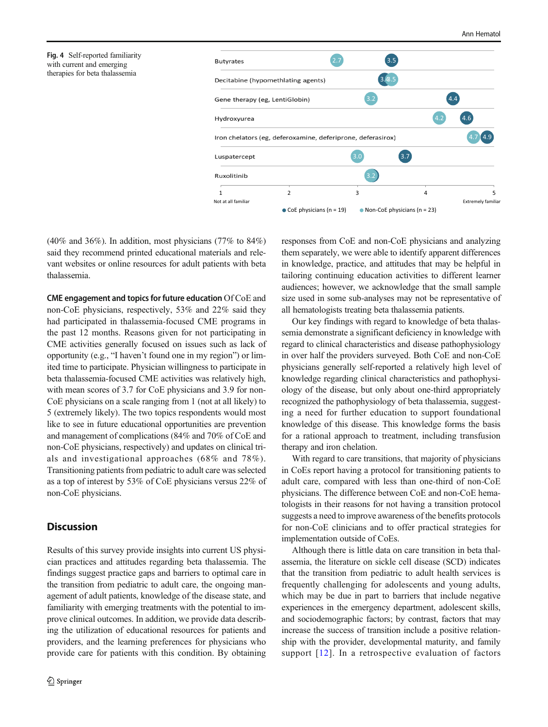**Fig. 4** Self-reported familiarity with current and emerging therapies for beta thalassemia

| Therapy | CoE physicians (n = 19) | Non-CoE physicians (n = 23) |
|---|---|---|
| Butyrates | 3.5 | 2.7 |
| Decitabine (hypomethlating agents) | 3.4 | 3.5 |
| Gene therapy (eg, LentiGlobin) | 4.4 | 3.2 |
| Hydroxyurea | 4.6 | 4.2 |
| Iron chelators (eg, deferoxamine, deferiprone, deferasirox) | 4.9 | 4.7 |
| Luspatercept | 3.7 | 3.0 |
| Ruxolitinib | 3.2 | 3.2 |

Scale: 1 = Not at all familiar; 5 = Extremely familiar

(40% and 36%). In addition, most physicians (77% to 84%) said they recommend printed educational materials and relevant websites or online resources for adult patients with beta thalassemia.

**CME engagement and topics for future education** Of CoE and non-CoE physicians, respectively, 53% and 22% said they had participated in thalassemia-focused CME programs in the past 12 months. Reasons given for not participating in CME activities generally focused on issues such as lack of opportunity (e.g., "I haven't found one in my region") or limited time to participate. Physician willingness to participate in beta thalassemia-focused CME activities was relatively high, with mean scores of 3.7 for CoE physicians and 3.9 for non-CoE physicians on a scale ranging from 1 (not at all likely) to 5 (extremely likely). The two topics respondents would most like to see in future educational opportunities are prevention and management of complications (84% and 70% of CoE and non-CoE physicians, respectively) and updates on clinical trials and investigational approaches (68% and 78%). Transitioning patients from pediatric to adult care was selected as a top of interest by 53% of CoE physicians versus 22% of non-CoE physicians.

## Discussion

Results of this survey provide insights into current US physician practices and attitudes regarding beta thalassemia. The findings suggest practice gaps and barriers to optimal care in the transition from pediatric to adult care, the ongoing management of adult patients, knowledge of the disease state, and familiarity with emerging treatments with the potential to improve clinical outcomes. In addition, we provide data describing the utilization of educational resources for patients and providers, and the learning preferences for physicians who provide care for patients with this condition. By obtaining responses from CoE and non-CoE physicians and analyzing them separately, we were able to identify apparent differences in knowledge, practice, and attitudes that may be helpful in tailoring continuing education activities to different learner audiences; however, we acknowledge that the small sample size used in some sub-analyses may not be representative of all hematologists treating beta thalassemia patients.

Our key findings with regard to knowledge of beta thalassemia demonstrate a significant deficiency in knowledge with regard to clinical characteristics and disease pathophysiology in over half the providers surveyed. Both CoE and non-CoE physicians generally self-reported a relatively high level of knowledge regarding clinical characteristics and pathophysiology of the disease, but only about one-third appropriately recognized the pathophysiology of beta thalassemia, suggesting a need for further education to support foundational knowledge of this disease. This knowledge forms the basis for a rational approach to treatment, including transfusion therapy and iron chelation.

With regard to care transitions, that majority of physicians in CoEs report having a protocol for transitioning patients to adult care, compared with less than one-third of non-CoE physicians. The difference between CoE and non-CoE hematologists in their reasons for not having a transition protocol suggests a need to improve awareness of the benefits protocols for non-CoE clinicians and to offer practical strategies for implementation outside of CoEs.

Although there is little data on care transition in beta thalassemia, the literature on sickle cell disease (SCD) indicates that the transition from pediatric to adult health services is frequently challenging for adolescents and young adults, which may be due in part to barriers that include negative experiences in the emergency department, adolescent skills, and sociodemographic factors; by contrast, factors that may increase the success of transition include a positive relationship with the provider, developmental maturity, and family support [12]. In a retrospective evaluation of factors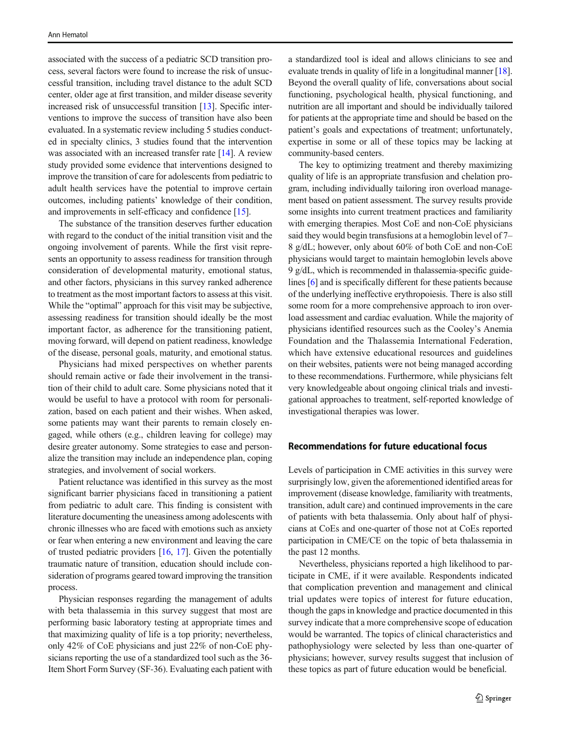associated with the success of a pediatric SCD transition process, several factors were found to increase the risk of unsuccessful transition, including travel distance to the adult SCD center, older age at first transition, and milder disease severity increased risk of unsuccessful transition [13]. Specific interventions to improve the success of transition have also been evaluated. In a systematic review including 5 studies conducted in specialty clinics, 3 studies found that the intervention was associated with an increased transfer rate [14]. A review study provided some evidence that interventions designed to improve the transition of care for adolescents from pediatric to adult health services have the potential to improve certain outcomes, including patients' knowledge of their condition, and improvements in self-efficacy and confidence [15].

The substance of the transition deserves further education with regard to the conduct of the initial transition visit and the ongoing involvement of parents. While the first visit represents an opportunity to assess readiness for transition through consideration of developmental maturity, emotional status, and other factors, physicians in this survey ranked adherence to treatment as the most important factors to assess at this visit. While the "optimal" approach for this visit may be subjective, assessing readiness for transition should ideally be the most important factor, as adherence for the transitioning patient, moving forward, will depend on patient readiness, knowledge of the disease, personal goals, maturity, and emotional status.

Physicians had mixed perspectives on whether parents should remain active or fade their involvement in the transition of their child to adult care. Some physicians noted that it would be useful to have a protocol with room for personalization, based on each patient and their wishes. When asked, some patients may want their parents to remain closely engaged, while others (e.g., children leaving for college) may desire greater autonomy. Some strategies to ease and personalize the transition may include an independence plan, coping strategies, and involvement of social workers.

Patient reluctance was identified in this survey as the most significant barrier physicians faced in transitioning a patient from pediatric to adult care. This finding is consistent with literature documenting the uneasiness among adolescents with chronic illnesses who are faced with emotions such as anxiety or fear when entering a new environment and leaving the care of trusted pediatric providers [16, 17]. Given the potentially traumatic nature of transition, education should include consideration of programs geared toward improving the transition process.

Physician responses regarding the management of adults with beta thalassemia in this survey suggest that most are performing basic laboratory testing at appropriate times and that maximizing quality of life is a top priority; nevertheless, only 42% of CoE physicians and just 22% of non-CoE physicians reporting the use of a standardized tool such as the 36-Item Short Form Survey (SF-36). Evaluating each patient with a standardized tool is ideal and allows clinicians to see and evaluate trends in quality of life in a longitudinal manner [18]. Beyond the overall quality of life, conversations about social functioning, psychological health, physical functioning, and nutrition are all important and should be individually tailored for patients at the appropriate time and should be based on the patient's goals and expectations of treatment; unfortunately, expertise in some or all of these topics may be lacking at community-based centers.

The key to optimizing treatment and thereby maximizing quality of life is an appropriate transfusion and chelation program, including individually tailoring iron overload management based on patient assessment. The survey results provide some insights into current treatment practices and familiarity with emerging therapies. Most CoE and non-CoE physicians said they would begin transfusions at a hemoglobin level of 7–8 g/dL; however, only about 60% of both CoE and non-CoE physicians would target to maintain hemoglobin levels above 9 g/dL, which is recommended in thalassemia-specific guidelines [6] and is specifically different for these patients because of the underlying ineffective erythropoiesis. There is also still some room for a more comprehensive approach to iron overload assessment and cardiac evaluation. While the majority of physicians identified resources such as the Cooley's Anemia Foundation and the Thalassemia International Federation, which have extensive educational resources and guidelines on their websites, patients were not being managed according to these recommendations. Furthermore, while physicians felt very knowledgeable about ongoing clinical trials and investigational approaches to treatment, self-reported knowledge of investigational therapies was lower.

## Recommendations for future educational focus

Levels of participation in CME activities in this survey were surprisingly low, given the aforementioned identified areas for improvement (disease knowledge, familiarity with treatments, transition, adult care) and continued improvements in the care of patients with beta thalassemia. Only about half of physicians at CoEs and one-quarter of those not at CoEs reported participation in CME/CE on the topic of beta thalassemia in the past 12 months.

Nevertheless, physicians reported a high likelihood to participate in CME, if it were available. Respondents indicated that complication prevention and management and clinical trial updates were topics of interest for future education, though the gaps in knowledge and practice documented in this survey indicate that a more comprehensive scope of education would be warranted. The topics of clinical characteristics and pathophysiology were selected by less than one-quarter of physicians; however, survey results suggest that inclusion of these topics as part of future education would be beneficial.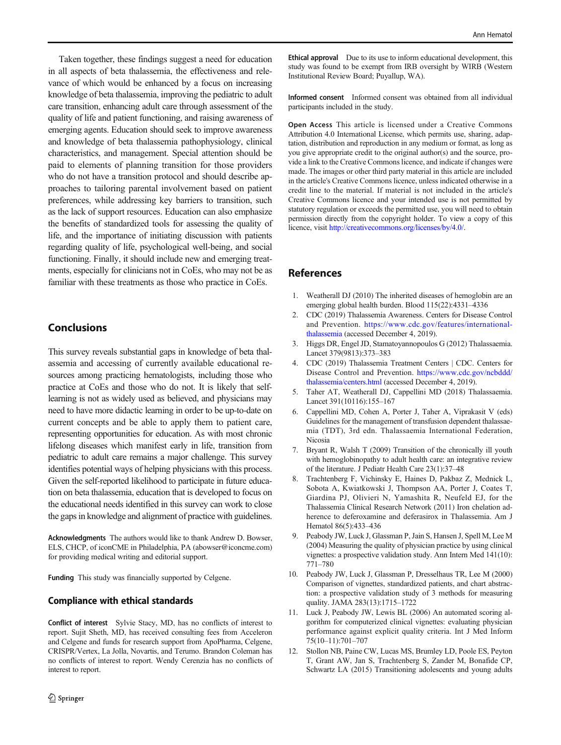Taken together, these findings suggest a need for education in all aspects of beta thalassemia, the effectiveness and relevance of which would be enhanced by a focus on increasing knowledge of beta thalassemia, improving the pediatric to adult care transition, enhancing adult care through assessment of the quality of life and patient functioning, and raising awareness of emerging agents. Education should seek to improve awareness and knowledge of beta thalassemia pathophysiology, clinical characteristics, and management. Special attention should be paid to elements of planning transition for those providers who do not have a transition protocol and should describe approaches to tailoring parental involvement based on patient preferences, while addressing key barriers to transition, such as the lack of support resources. Education can also emphasize the benefits of standardized tools for assessing the quality of life, and the importance of initiating discussion with patients regarding quality of life, psychological well-being, and social functioning. Finally, it should include new and emerging treatments, especially for clinicians not in CoEs, who may not be as familiar with these treatments as those who practice in CoEs.

## Conclusions

This survey reveals substantial gaps in knowledge of beta thalassemia and accessing of currently available educational resources among practicing hematologists, including those who practice at CoEs and those who do not. It is likely that self-learning is not as widely used as believed, and physicians may need to have more didactic learning in order to be up-to-date on current concepts and be able to apply them to patient care, representing opportunities for education. As with most chronic lifelong diseases which manifest early in life, transition from pediatric to adult care remains a major challenge. This survey identifies potential ways of helping physicians with this process. Given the self-reported likelihood to participate in future education on beta thalassemia, education that is developed to focus on the educational needs identified in this survey can work to close the gaps in knowledge and alignment of practice with guidelines.

**Acknowledgments** The authors would like to thank Andrew D. Bowser, ELS, CHCP, of iconCME in Philadelphia, PA (abowser@iconcme.com) for providing medical writing and editorial support.

**Funding** This study was financially supported by Celgene.

### Compliance with ethical standards

**Conflict of interest** Sylvie Stacy, MD, has no conflicts of interest to report. Sujit Sheth, MD, has received consulting fees from Acceleron and Celgene and funds for research support from ApoPharma, Celgene, CRISPR/Vertex, La Jolla, Novartis, and Terumo. Brandon Coleman has no conflicts of interest to report. Wendy Cerenzia has no conflicts of interest to report.

**Ethical approval** Due to its use to inform educational development, this study was found to be exempt from IRB oversight by WIRB (Western Institutional Review Board; Puyallup, WA).

**Informed consent** Informed consent was obtained from all individual participants included in the study.

**Open Access** This article is licensed under a Creative Commons Attribution 4.0 International License, which permits use, sharing, adaptation, distribution and reproduction in any medium or format, as long as you give appropriate credit to the original author(s) and the source, provide a link to the Creative Commons licence, and indicate if changes were made. The images or other third party material in this article are included in the article's Creative Commons licence, unless indicated otherwise in a credit line to the material. If material is not included in the article's Creative Commons licence and your intended use is not permitted by statutory regulation or exceeds the permitted use, you will need to obtain permission directly from the copyright holder. To view a copy of this licence, visit http://creativecommons.org/licenses/by/4.0/.

## References

1. Weatherall DJ (2010) The inherited diseases of hemoglobin are an emerging global health burden. Blood 115(22):4331–4336
2. CDC (2019) Thalassemia Awareness. Centers for Disease Control and Prevention. https://www.cdc.gov/features/international-thalassemia (accessed December 4, 2019).
3. Higgs DR, Engel JD, Stamatoyannopoulos G (2012) Thalassaemia. Lancet 379(9813):373–383
4. CDC (2019) Thalassemia Treatment Centers | CDC. Centers for Disease Control and Prevention. https://www.cdc.gov/ncbddd/thalassemia/centers.html (accessed December 4, 2019).
5. Taher AT, Weatherall DJ, Cappellini MD (2018) Thalassaemia. Lancet 391(10116):155–167
6. Cappellini MD, Cohen A, Porter J, Taher A, Viprakasit V (eds) Guidelines for the management of transfusion dependent thalassaemia (TDT), 3rd edn. Thalassaemia International Federation, Nicosia
7. Bryant R, Walsh T (2009) Transition of the chronically ill youth with hemoglobinopathy to adult health care: an integrative review of the literature. J Pediatr Health Care 23(1):37–48
8. Trachtenberg F, Vichinsky E, Haines D, Pakbaz Z, Mednick L, Sobota A, Kwiatkowski J, Thompson AA, Porter J, Coates T, Giardina PJ, Olivieri N, Yamashita R, Neufeld EJ, for the Thalassemia Clinical Research Network (2011) Iron chelation adherence to deferoxamine and deferasirox in Thalassemia. Am J Hematol 86(5):433–436
9. Peabody JW, Luck J, Glassman P, Jain S, Hansen J, Spell M, Lee M (2004) Measuring the quality of physician practice by using clinical vignettes: a prospective validation study. Ann Intern Med 141(10): 771–780
10. Peabody JW, Luck J, Glassman P, Dresselhaus TR, Lee M (2000) Comparison of vignettes, standardized patients, and chart abstraction: a prospective validation study of 3 methods for measuring quality. JAMA 283(13):1715–1722
11. Luck J, Peabody JW, Lewis BL (2006) An automated scoring algorithm for computerized clinical vignettes: evaluating physician performance against explicit quality criteria. Int J Med Inform 75(10–11):701–707
12. Stollon NB, Paine CW, Lucas MS, Brumley LD, Poole ES, Peyton T, Grant AW, Jan S, Trachtenberg S, Zander M, Bonafide CP, Schwartz LA (2015) Transitioning adolescents and young adults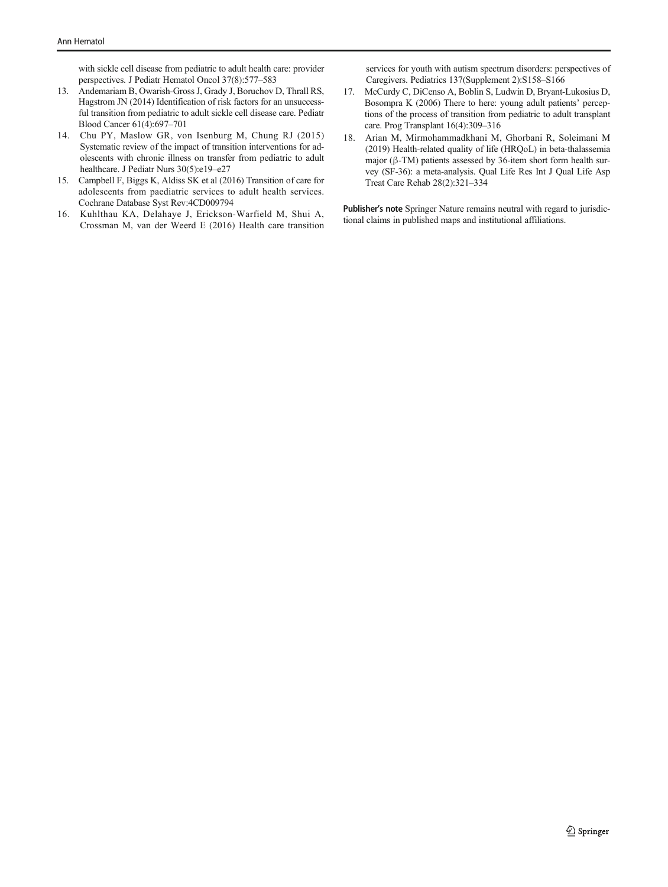with sickle cell disease from pediatric to adult health care: provider perspectives. J Pediatr Hematol Oncol 37(8):577–583

13. Andemariam B, Owarish-Gross J, Grady J, Boruchov D, Thrall RS, Hagstrom JN (2014) Identification of risk factors for an unsuccessful transition from pediatric to adult sickle cell disease care. Pediatr Blood Cancer 61(4):697–701
14. Chu PY, Maslow GR, von Isenburg M, Chung RJ (2015) Systematic review of the impact of transition interventions for adolescents with chronic illness on transfer from pediatric to adult healthcare. J Pediatr Nurs 30(5):e19–e27
15. Campbell F, Biggs K, Aldiss SK et al (2016) Transition of care for adolescents from paediatric services to adult health services. Cochrane Database Syst Rev:4CD009794
16. Kuhlthau KA, Delahaye J, Erickson-Warfield M, Shui A, Crossman M, van der Weerd E (2016) Health care transition services for youth with autism spectrum disorders: perspectives of Caregivers. Pediatrics 137(Supplement 2):S158–S166
17. McCurdy C, DiCenso A, Boblin S, Ludwin D, Bryant-Lukosius D, Bosompra K (2006) There to here: young adult patients' perceptions of the process of transition from pediatric to adult transplant care. Prog Transplant 16(4):309–316
18. Arian M, Mirmohammadkhani M, Ghorbani R, Soleimani M (2019) Health-related quality of life (HRQoL) in beta-thalassemia major (β-TM) patients assessed by 36-item short form health survey (SF-36): a meta-analysis. Qual Life Res Int J Qual Life Asp Treat Care Rehab 28(2):321–334

**Publisher's note** Springer Nature remains neutral with regard to jurisdictional claims in published maps and institutional affiliations.